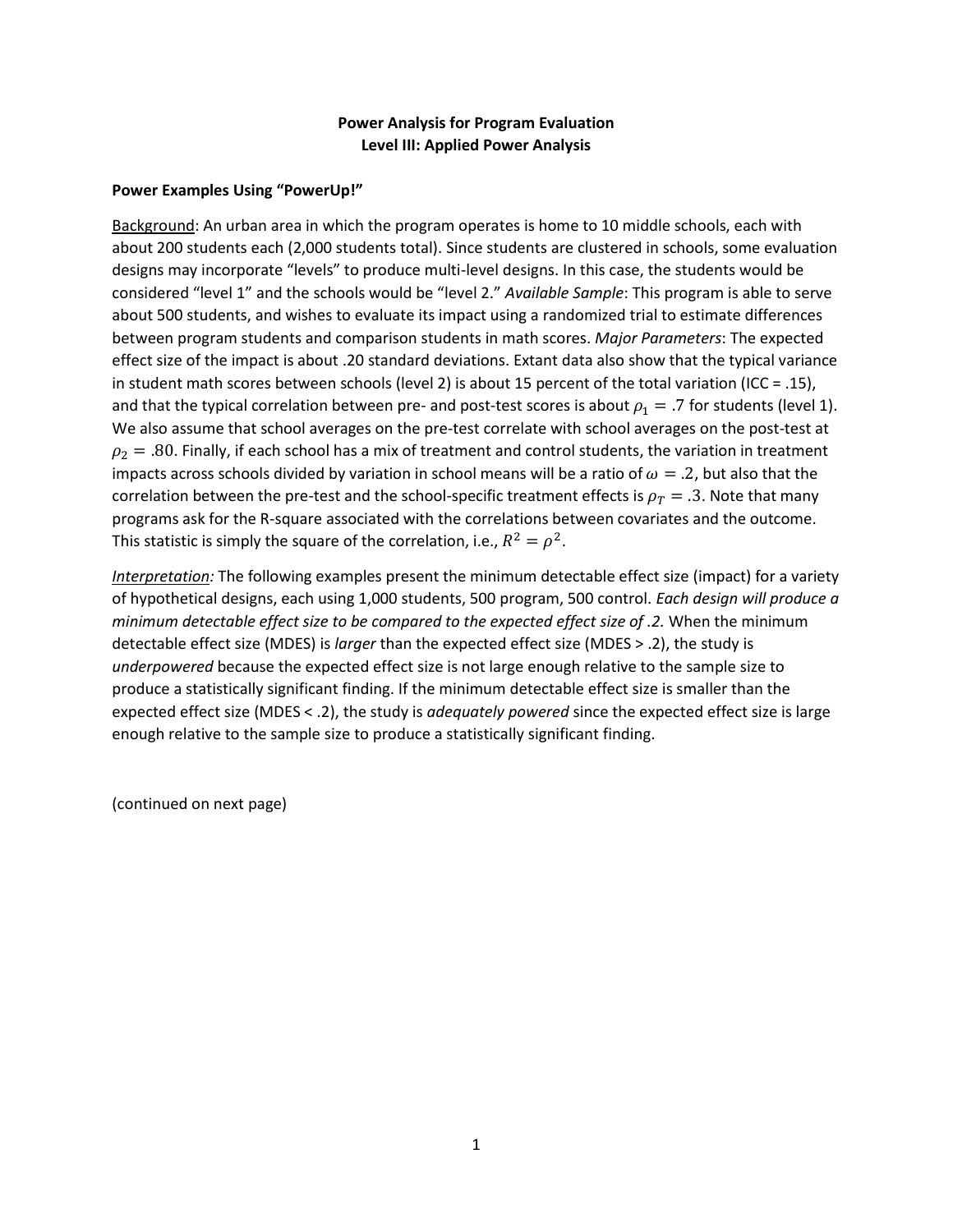**Power Analysis for Program Evaluation**
**Level III: Applied Power Analysis**

**Power Examples Using "PowerUp!"**

<u>Background</u>: An urban area in which the program operates is home to 10 middle schools, each with about 200 students each (2,000 students total). Since students are clustered in schools, some evaluation designs may incorporate "levels" to produce multi-level designs. In this case, the students would be considered "level 1" and the schools would be "level 2." *Available Sample*: This program is able to serve about 500 students, and wishes to evaluate its impact using a randomized trial to estimate differences between program students and comparison students in math scores. *Major Parameters*: The expected effect size of the impact is about .20 standard deviations. Extant data also show that the typical variance in student math scores between schools (level 2) is about 15 percent of the total variation (ICC = .15), and that the typical correlation between pre- and post-test scores is about $\rho_1 = .7$ for students (level 1). We also assume that school averages on the pre-test correlate with school averages on the post-test at $\rho_2 = .80$. Finally, if each school has a mix of treatment and control students, the variation in treatment impacts across schools divided by variation in school means will be a ratio of $\omega = .2$, but also that the correlation between the pre-test and the school-specific treatment effects is $\rho_T = .3$. Note that many programs ask for the R-square associated with the correlations between covariates and the outcome. This statistic is simply the square of the correlation, i.e., $R^2 = \rho^2$.

*<u>Interpretation</u>:* The following examples present the minimum detectable effect size (impact) for a variety of hypothetical designs, each using 1,000 students, 500 program, 500 control. *Each design will produce a minimum detectable effect size to be compared to the expected effect size of .2.* When the minimum detectable effect size (MDES) is *larger* than the expected effect size (MDES > .2), the study is *underpowered* because the expected effect size is not large enough relative to the sample size to produce a statistically significant finding. If the minimum detectable effect size is smaller than the expected effect size (MDES < .2), the study is *adequately powered* since the expected effect size is large enough relative to the sample size to produce a statistically significant finding.

(continued on next page)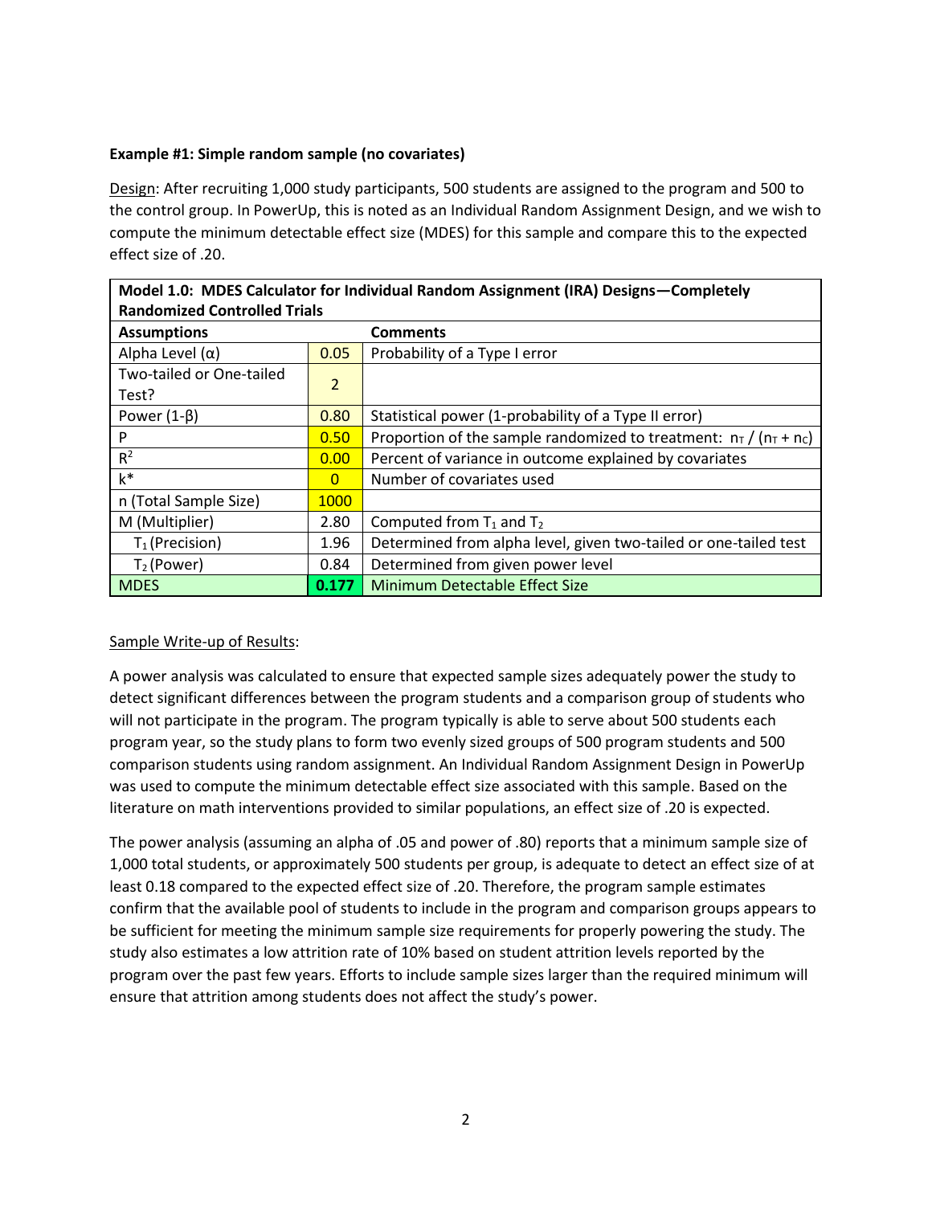**Example #1: Simple random sample (no covariates)**

Design: After recruiting 1,000 study participants, 500 students are assigned to the program and 500 to the control group. In PowerUp, this is noted as an Individual Random Assignment Design, and we wish to compute the minimum detectable effect size (MDES) for this sample and compare this to the expected effect size of .20.

| **Model 1.0: MDES Calculator for Individual Random Assignment (IRA) Designs—Completely Randomized Controlled Trials** | | |
|---|---|---|
| **Assumptions** | | **Comments** |
| Alpha Level (α) | 0.05 | Probability of a Type I error |
| Two-tailed or One-tailed Test? | 2 | |
| Power (1-β) | 0.80 | Statistical power (1-probability of a Type II error) |
| P | 0.50 | Proportion of the sample randomized to treatment: $n_T$ / ($n_T$ + $n_C$) |
| $R^2$ | 0.00 | Percent of variance in outcome explained by covariates |
| k* | 0 | Number of covariates used |
| n (Total Sample Size) | 1000 | |
| M (Multiplier) | 2.80 | Computed from $T_1$ and $T_2$ |
| $T_1$ (Precision) | 1.96 | Determined from alpha level, given two-tailed or one-tailed test |
| $T_2$ (Power) | 0.84 | Determined from given power level |
| MDES | **0.177** | Minimum Detectable Effect Size |

Sample Write-up of Results:

A power analysis was calculated to ensure that expected sample sizes adequately power the study to detect significant differences between the program students and a comparison group of students who will not participate in the program. The program typically is able to serve about 500 students each program year, so the study plans to form two evenly sized groups of 500 program students and 500 comparison students using random assignment. An Individual Random Assignment Design in PowerUp was used to compute the minimum detectable effect size associated with this sample. Based on the literature on math interventions provided to similar populations, an effect size of .20 is expected.

The power analysis (assuming an alpha of .05 and power of .80) reports that a minimum sample size of 1,000 total students, or approximately 500 students per group, is adequate to detect an effect size of at least 0.18 compared to the expected effect size of .20. Therefore, the program sample estimates confirm that the available pool of students to include in the program and comparison groups appears to be sufficient for meeting the minimum sample size requirements for properly powering the study. The study also estimates a low attrition rate of 10% based on student attrition levels reported by the program over the past few years. Efforts to include sample sizes larger than the required minimum will ensure that attrition among students does not affect the study's power.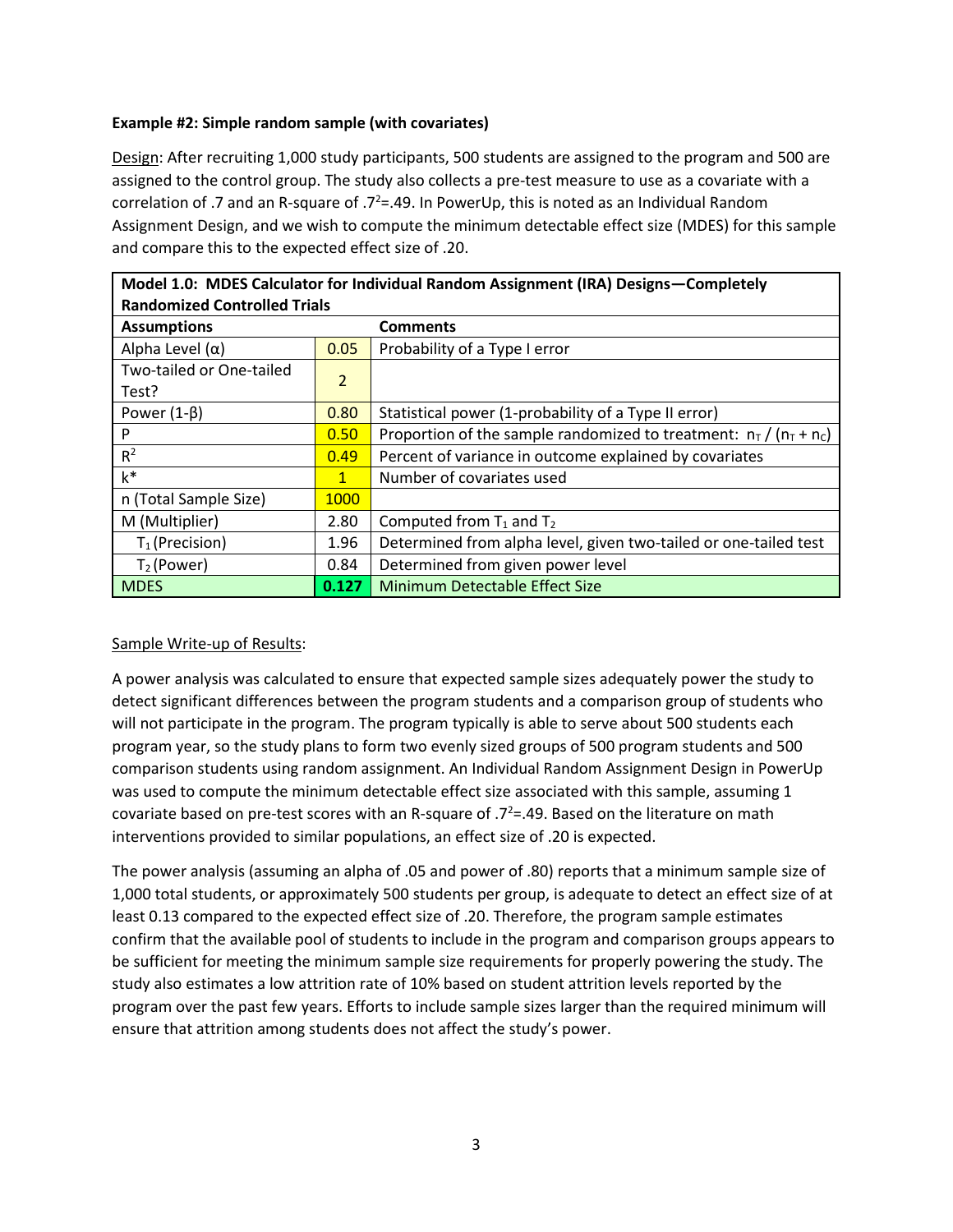**Example #2: Simple random sample (with covariates)**

Design: After recruiting 1,000 study participants, 500 students are assigned to the program and 500 are assigned to the control group. The study also collects a pre-test measure to use as a covariate with a correlation of .7 and an R-square of $.7^2$=.49. In PowerUp, this is noted as an Individual Random Assignment Design, and we wish to compute the minimum detectable effect size (MDES) for this sample and compare this to the expected effect size of .20.

| **Model 1.0: MDES Calculator for Individual Random Assignment (IRA) Designs—Completely Randomized Controlled Trials** | | |
|---|---|---|
| **Assumptions** | | **Comments** |
| Alpha Level (α) | 0.05 | Probability of a Type I error |
| Two-tailed or One-tailed Test? | 2 | |
| Power (1-β) | 0.80 | Statistical power (1-probability of a Type II error) |
| P | 0.50 | Proportion of the sample randomized to treatment: $n_T$ / ($n_T$ + $n_C$) |
| $R^2$ | 0.49 | Percent of variance in outcome explained by covariates |
| k* | 1 | Number of covariates used |
| n (Total Sample Size) | 1000 | |
| M (Multiplier) | 2.80 | Computed from $T_1$ and $T_2$ |
| $T_1$ (Precision) | 1.96 | Determined from alpha level, given two-tailed or one-tailed test |
| $T_2$ (Power) | 0.84 | Determined from given power level |
| MDES | **0.127** | Minimum Detectable Effect Size |

Sample Write-up of Results:

A power analysis was calculated to ensure that expected sample sizes adequately power the study to detect significant differences between the program students and a comparison group of students who will not participate in the program. The program typically is able to serve about 500 students each program year, so the study plans to form two evenly sized groups of 500 program students and 500 comparison students using random assignment. An Individual Random Assignment Design in PowerUp was used to compute the minimum detectable effect size associated with this sample, assuming 1 covariate based on pre-test scores with an R-square of $.7^2$=.49. Based on the literature on math interventions provided to similar populations, an effect size of .20 is expected.

The power analysis (assuming an alpha of .05 and power of .80) reports that a minimum sample size of 1,000 total students, or approximately 500 students per group, is adequate to detect an effect size of at least 0.13 compared to the expected effect size of .20. Therefore, the program sample estimates confirm that the available pool of students to include in the program and comparison groups appears to be sufficient for meeting the minimum sample size requirements for properly powering the study. The study also estimates a low attrition rate of 10% based on student attrition levels reported by the program over the past few years. Efforts to include sample sizes larger than the required minimum will ensure that attrition among students does not affect the study's power.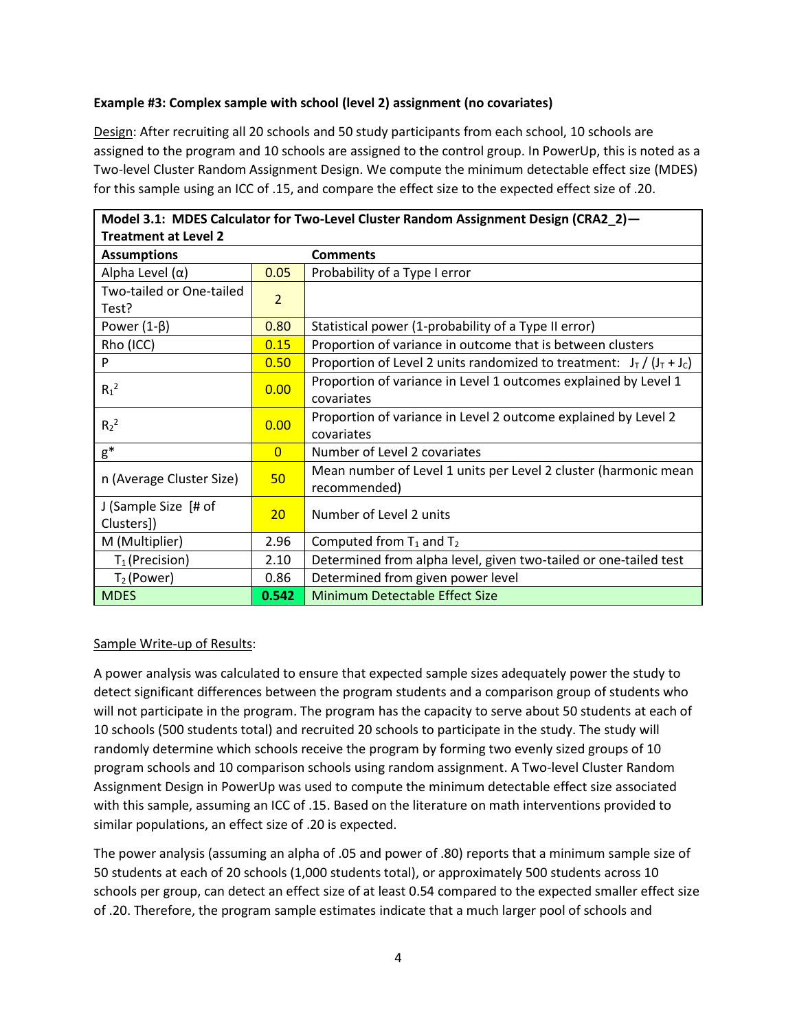**Example #3: Complex sample with school (level 2) assignment (no covariates)**

Design: After recruiting all 20 schools and 50 study participants from each school, 10 schools are assigned to the program and 10 schools are assigned to the control group. In PowerUp, this is noted as a Two-level Cluster Random Assignment Design. We compute the minimum detectable effect size (MDES) for this sample using an ICC of .15, and compare the effect size to the expected effect size of .20.

| **Model 3.1: MDES Calculator for Two-Level Cluster Random Assignment Design (CRA2_2)—Treatment at Level 2** | | |
|---|---|---|
| **Assumptions** | | **Comments** |
| Alpha Level (α) | 0.05 | Probability of a Type I error |
| Two-tailed or One-tailed Test? | 2 | |
| Power (1-β) | 0.80 | Statistical power (1-probability of a Type II error) |
| Rho (ICC) | 0.15 | Proportion of variance in outcome that is between clusters |
| P | 0.50 | Proportion of Level 2 units randomized to treatment: $J_T$ / ($J_T$ + $J_C$) |
| $R_1^2$ | 0.00 | Proportion of variance in Level 1 outcomes explained by Level 1 covariates |
| $R_2^2$ | 0.00 | Proportion of variance in Level 2 outcome explained by Level 2 covariates |
| g* | 0 | Number of Level 2 covariates |
| n (Average Cluster Size) | 50 | Mean number of Level 1 units per Level 2 cluster (harmonic mean recommended) |
| J (Sample Size [# of Clusters]) | 20 | Number of Level 2 units |
| M (Multiplier) | 2.96 | Computed from $T_1$ and $T_2$ |
| $T_1$ (Precision) | 2.10 | Determined from alpha level, given two-tailed or one-tailed test |
| $T_2$ (Power) | 0.86 | Determined from given power level |
| MDES | **0.542** | Minimum Detectable Effect Size |

Sample Write-up of Results:

A power analysis was calculated to ensure that expected sample sizes adequately power the study to detect significant differences between the program students and a comparison group of students who will not participate in the program. The program has the capacity to serve about 50 students at each of 10 schools (500 students total) and recruited 20 schools to participate in the study. The study will randomly determine which schools receive the program by forming two evenly sized groups of 10 program schools and 10 comparison schools using random assignment. A Two-level Cluster Random Assignment Design in PowerUp was used to compute the minimum detectable effect size associated with this sample, assuming an ICC of .15. Based on the literature on math interventions provided to similar populations, an effect size of .20 is expected.

The power analysis (assuming an alpha of .05 and power of .80) reports that a minimum sample size of 50 students at each of 20 schools (1,000 students total), or approximately 500 students across 10 schools per group, can detect an effect size of at least 0.54 compared to the expected smaller effect size of .20. Therefore, the program sample estimates indicate that a much larger pool of schools and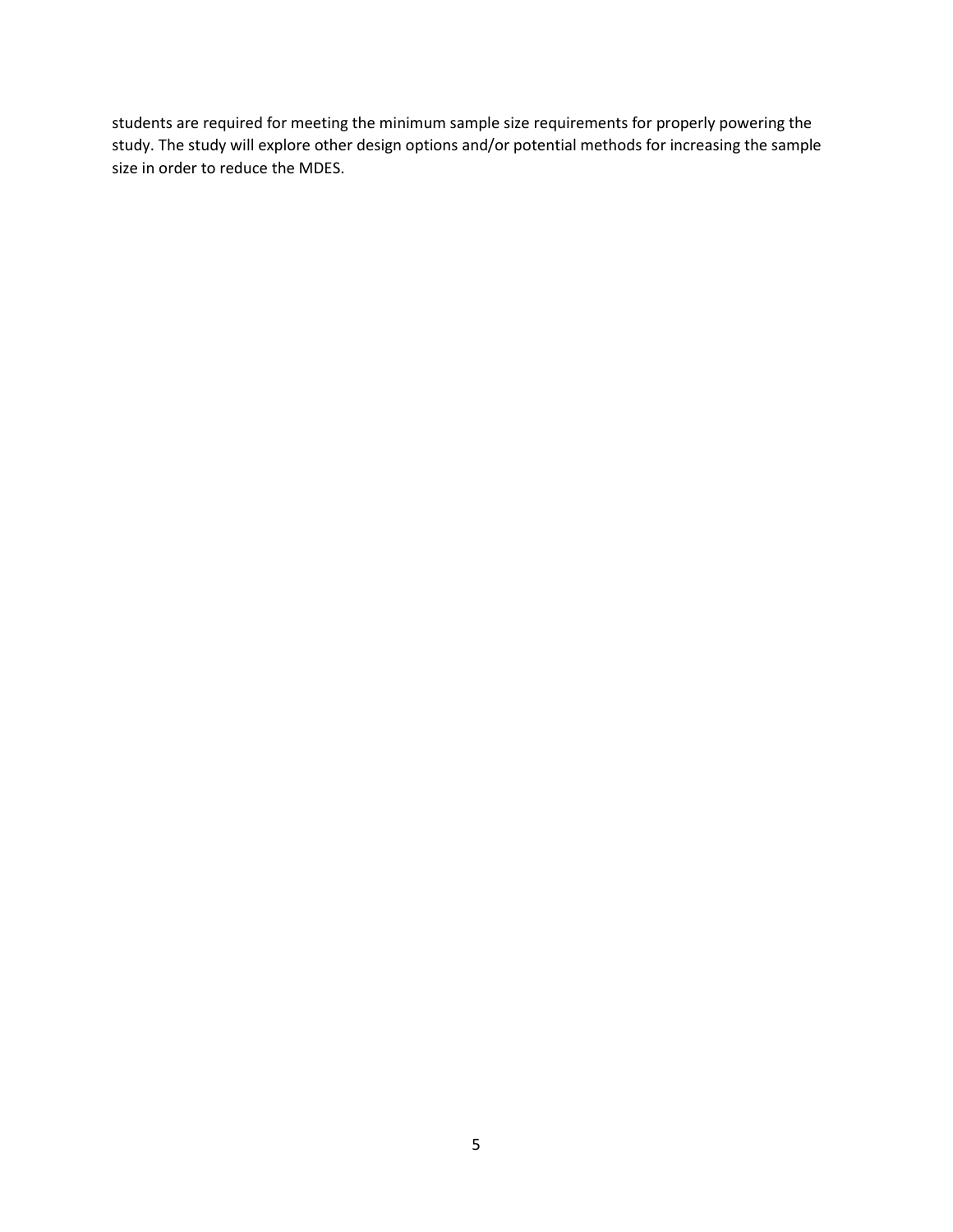students are required for meeting the minimum sample size requirements for properly powering the study. The study will explore other design options and/or potential methods for increasing the sample size in order to reduce the MDES.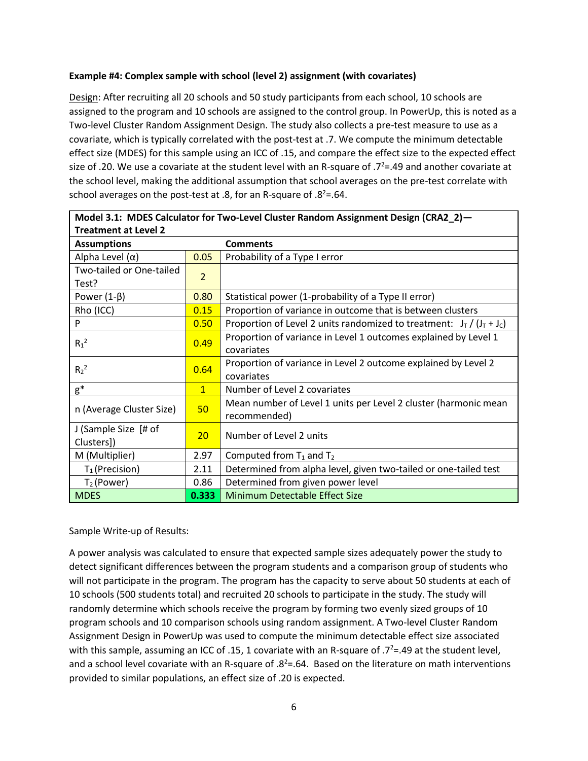**Example #4: Complex sample with school (level 2) assignment (with covariates)**

Design: After recruiting all 20 schools and 50 study participants from each school, 10 schools are assigned to the program and 10 schools are assigned to the control group. In PowerUp, this is noted as a Two-level Cluster Random Assignment Design. The study also collects a pre-test measure to use as a covariate, which is typically correlated with the post-test at .7. We compute the minimum detectable effect size (MDES) for this sample using an ICC of .15, and compare the effect size to the expected effect size of .20. We use a covariate at the student level with an R-square of $.7^2$=.49 and another covariate at the school level, making the additional assumption that school averages on the pre-test correlate with school averages on the post-test at .8, for an R-square of $.8^2$=.64.

| Model 3.1: MDES Calculator for Two-Level Cluster Random Assignment Design (CRA2_2)—Treatment at Level 2 | | |
|---|---|---|
| **Assumptions** | | **Comments** |
| Alpha Level (α) | 0.05 | Probability of a Type I error |
| Two-tailed or One-tailed Test? | 2 | |
| Power (1-β) | 0.80 | Statistical power (1-probability of a Type II error) |
| Rho (ICC) | 0.15 | Proportion of variance in outcome that is between clusters |
| P | 0.50 | Proportion of Level 2 units randomized to treatment: $J_T$ / ($J_T$ + $J_C$) |
| $R_1^2$ | 0.49 | Proportion of variance in Level 1 outcomes explained by Level 1 covariates |
| $R_2^2$ | 0.64 | Proportion of variance in Level 2 outcome explained by Level 2 covariates |
| g* | 1 | Number of Level 2 covariates |
| n (Average Cluster Size) | 50 | Mean number of Level 1 units per Level 2 cluster (harmonic mean recommended) |
| J (Sample Size [# of Clusters]) | 20 | Number of Level 2 units |
| M (Multiplier) | 2.97 | Computed from $T_1$ and $T_2$ |
| $T_1$ (Precision) | 2.11 | Determined from alpha level, given two-tailed or one-tailed test |
| $T_2$ (Power) | 0.86 | Determined from given power level |
| MDES | **0.333** | Minimum Detectable Effect Size |

Sample Write-up of Results:

A power analysis was calculated to ensure that expected sample sizes adequately power the study to detect significant differences between the program students and a comparison group of students who will not participate in the program. The program has the capacity to serve about 50 students at each of 10 schools (500 students total) and recruited 20 schools to participate in the study. The study will randomly determine which schools receive the program by forming two evenly sized groups of 10 program schools and 10 comparison schools using random assignment. A Two-level Cluster Random Assignment Design in PowerUp was used to compute the minimum detectable effect size associated with this sample, assuming an ICC of .15, 1 covariate with an R-square of $.7^2$=.49 at the student level, and a school level covariate with an R-square of $.8^2$=.64. Based on the literature on math interventions provided to similar populations, an effect size of .20 is expected.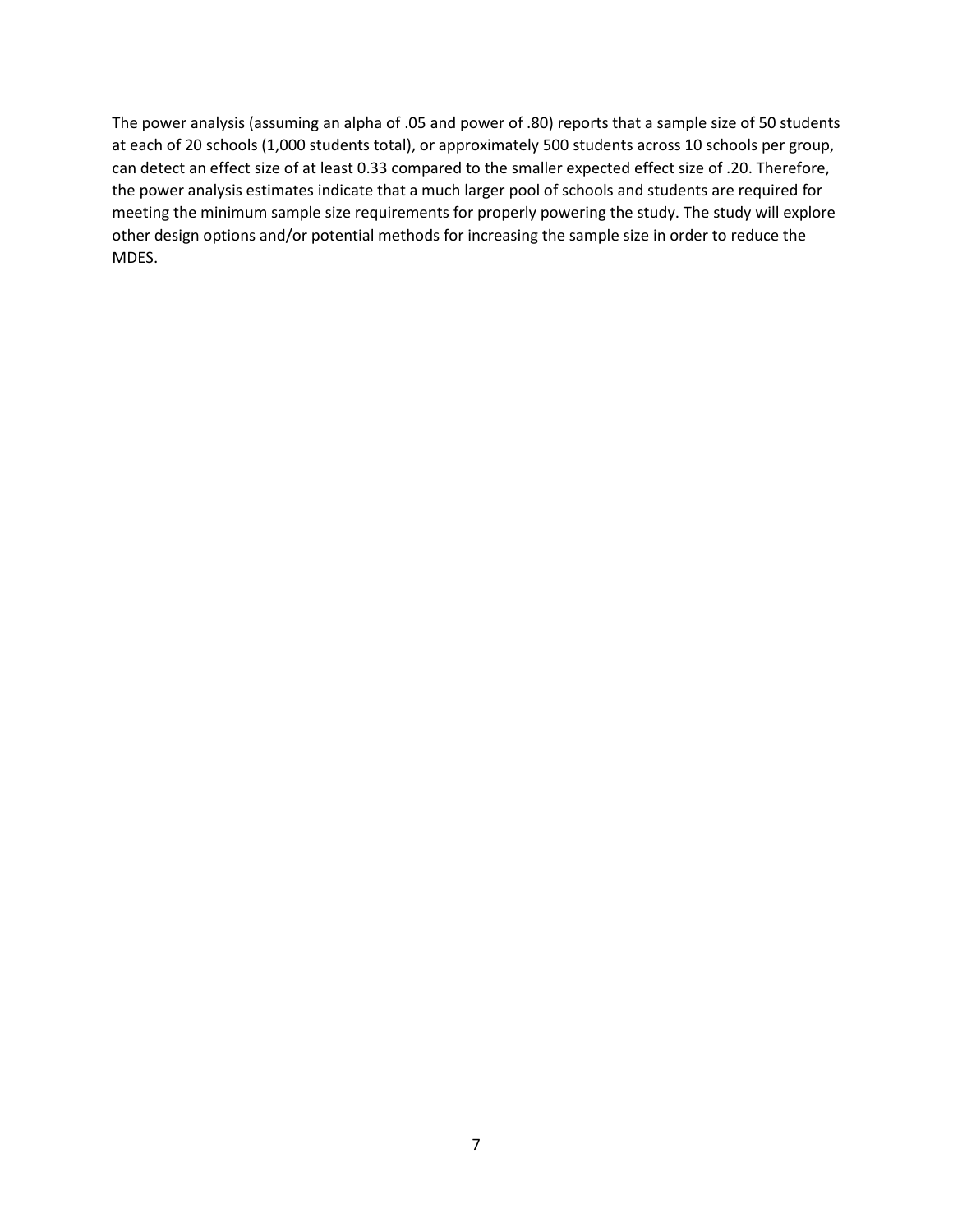The power analysis (assuming an alpha of .05 and power of .80) reports that a sample size of 50 students at each of 20 schools (1,000 students total), or approximately 500 students across 10 schools per group, can detect an effect size of at least 0.33 compared to the smaller expected effect size of .20. Therefore, the power analysis estimates indicate that a much larger pool of schools and students are required for meeting the minimum sample size requirements for properly powering the study. The study will explore other design options and/or potential methods for increasing the sample size in order to reduce the MDES.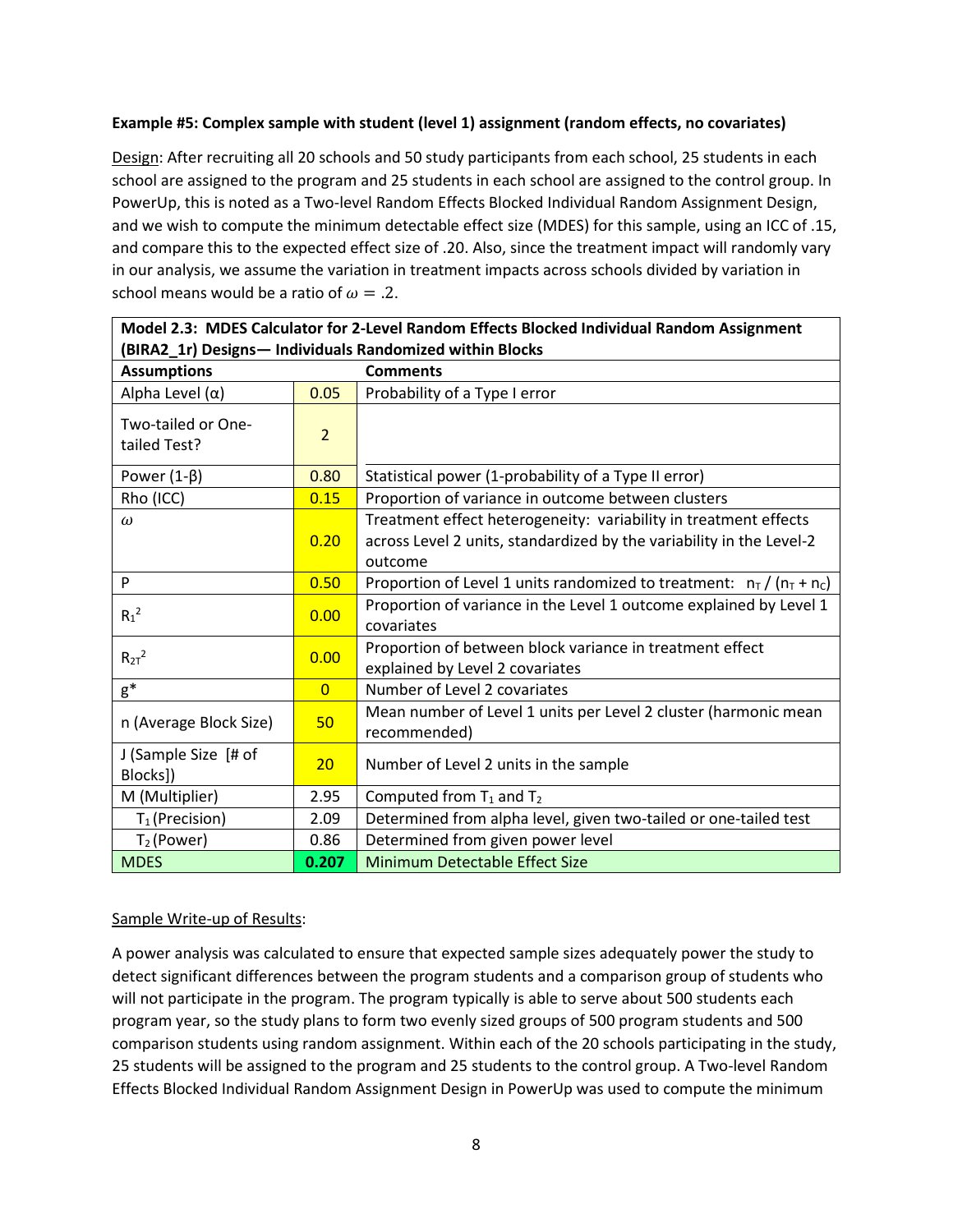**Example #5: Complex sample with student (level 1) assignment (random effects, no covariates)**

Design: After recruiting all 20 schools and 50 study participants from each school, 25 students in each school are assigned to the program and 25 students in each school are assigned to the control group. In PowerUp, this is noted as a Two-level Random Effects Blocked Individual Random Assignment Design, and we wish to compute the minimum detectable effect size (MDES) for this sample, using an ICC of .15, and compare this to the expected effect size of .20. Also, since the treatment impact will randomly vary in our analysis, we assume the variation in treatment impacts across schools divided by variation in school means would be a ratio of $\omega = .2$.

| **Model 2.3: MDES Calculator for 2-Level Random Effects Blocked Individual Random Assignment (BIRA2_1r) Designs— Individuals Randomized within Blocks** | | |
|---|---|---|
| **Assumptions** | | **Comments** |
| Alpha Level ($\alpha$) | 0.05 | Probability of a Type I error |
| Two-tailed or One-tailed Test? | 2 | |
| Power ($1-\beta$) | 0.80 | Statistical power (1-probability of a Type II error) |
| Rho (ICC) | 0.15 | Proportion of variance in outcome between clusters |
| $\omega$ | 0.20 | Treatment effect heterogeneity: variability in treatment effects across Level 2 units, standardized by the variability in the Level-2 outcome |
| P | 0.50 | Proportion of Level 1 units randomized to treatment: $n_T / (n_T + n_C)$ |
| $R_1^2$ | 0.00 | Proportion of variance in the Level 1 outcome explained by Level 1 covariates |
| $R_{2T}^2$ | 0.00 | Proportion of between block variance in treatment effect explained by Level 2 covariates |
| g* | 0 | Number of Level 2 covariates |
| n (Average Block Size) | 50 | Mean number of Level 1 units per Level 2 cluster (harmonic mean recommended) |
| J (Sample Size [# of Blocks]) | 20 | Number of Level 2 units in the sample |
| M (Multiplier) | 2.95 | Computed from $T_1$ and $T_2$ |
| $T_1$ (Precision) | 2.09 | Determined from alpha level, given two-tailed or one-tailed test |
| $T_2$ (Power) | 0.86 | Determined from given power level |
| MDES | **0.207** | Minimum Detectable Effect Size |

Sample Write-up of Results:

A power analysis was calculated to ensure that expected sample sizes adequately power the study to detect significant differences between the program students and a comparison group of students who will not participate in the program. The program typically is able to serve about 500 students each program year, so the study plans to form two evenly sized groups of 500 program students and 500 comparison students using random assignment. Within each of the 20 schools participating in the study, 25 students will be assigned to the program and 25 students to the control group. A Two-level Random Effects Blocked Individual Random Assignment Design in PowerUp was used to compute the minimum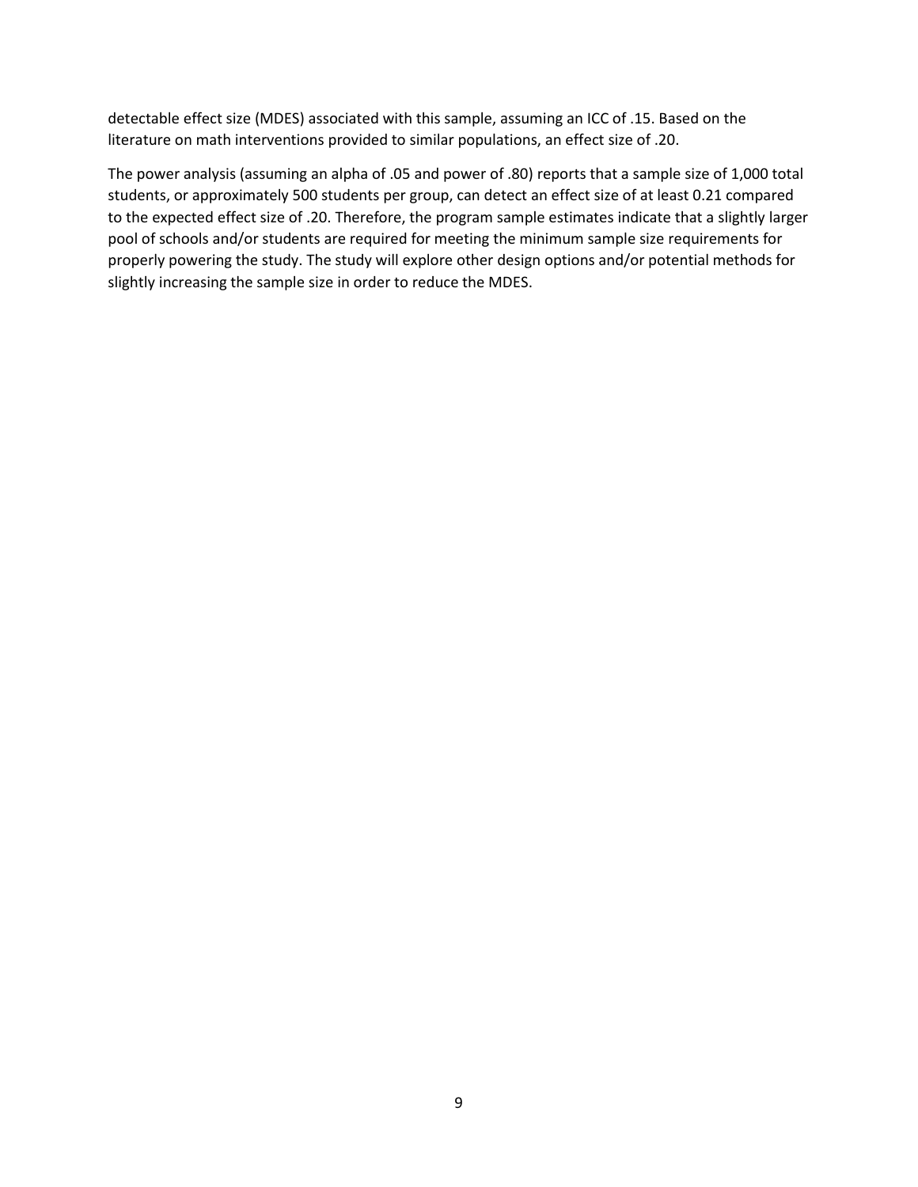detectable effect size (MDES) associated with this sample, assuming an ICC of .15. Based on the literature on math interventions provided to similar populations, an effect size of .20.

The power analysis (assuming an alpha of .05 and power of .80) reports that a sample size of 1,000 total students, or approximately 500 students per group, can detect an effect size of at least 0.21 compared to the expected effect size of .20. Therefore, the program sample estimates indicate that a slightly larger pool of schools and/or students are required for meeting the minimum sample size requirements for properly powering the study. The study will explore other design options and/or potential methods for slightly increasing the sample size in order to reduce the MDES.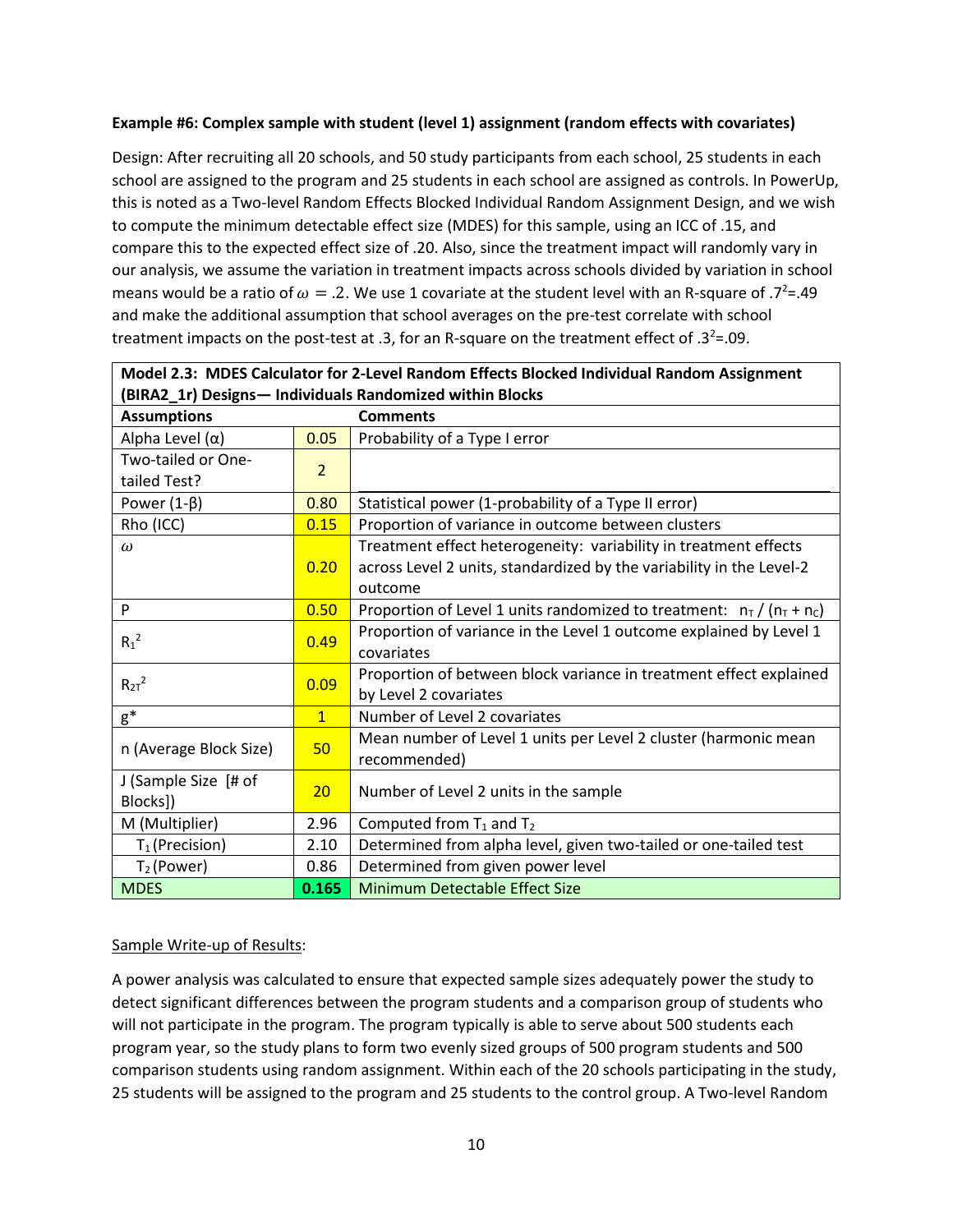**Example #6: Complex sample with student (level 1) assignment (random effects with covariates)**

Design: After recruiting all 20 schools, and 50 study participants from each school, 25 students in each school are assigned to the program and 25 students in each school are assigned as controls. In PowerUp, this is noted as a Two-level Random Effects Blocked Individual Random Assignment Design, and we wish to compute the minimum detectable effect size (MDES) for this sample, using an ICC of .15, and compare this to the expected effect size of .20. Also, since the treatment impact will randomly vary in our analysis, we assume the variation in treatment impacts across schools divided by variation in school means would be a ratio of $\omega = .2$. We use 1 covariate at the student level with an R-square of $.7^2=.49$ and make the additional assumption that school averages on the pre-test correlate with school treatment impacts on the post-test at .3, for an R-square on the treatment effect of $.3^2=.09$.

| **Model 2.3: MDES Calculator for 2-Level Random Effects Blocked Individual Random Assignment (BIRA2_1r) Designs— Individuals Randomized within Blocks** | | |
|---|---|---|
| **Assumptions** | | **Comments** |
| Alpha Level ($\alpha$) | 0.05 | Probability of a Type I error |
| Two-tailed or One-tailed Test? | 2 | |
| Power ($1-\beta$) | 0.80 | Statistical power (1-probability of a Type II error) |
| Rho (ICC) | 0.15 | Proportion of variance in outcome between clusters |
| $\omega$ | 0.20 | Treatment effect heterogeneity: variability in treatment effects across Level 2 units, standardized by the variability in the Level-2 outcome |
| P | 0.50 | Proportion of Level 1 units randomized to treatment: $n_T / (n_T + n_C)$ |
| $R_1^2$ | 0.49 | Proportion of variance in the Level 1 outcome explained by Level 1 covariates |
| $R_{2T}^2$ | 0.09 | Proportion of between block variance in treatment effect explained by Level 2 covariates |
| g* | 1 | Number of Level 2 covariates |
| n (Average Block Size) | 50 | Mean number of Level 1 units per Level 2 cluster (harmonic mean recommended) |
| J (Sample Size [# of Blocks]) | 20 | Number of Level 2 units in the sample |
| M (Multiplier) | 2.96 | Computed from $T_1$ and $T_2$ |
| $T_1$ (Precision) | 2.10 | Determined from alpha level, given two-tailed or one-tailed test |
| $T_2$ (Power) | 0.86 | Determined from given power level |
| MDES | **0.165** | Minimum Detectable Effect Size |

Sample Write-up of Results:

A power analysis was calculated to ensure that expected sample sizes adequately power the study to detect significant differences between the program students and a comparison group of students who will not participate in the program. The program typically is able to serve about 500 students each program year, so the study plans to form two evenly sized groups of 500 program students and 500 comparison students using random assignment. Within each of the 20 schools participating in the study, 25 students will be assigned to the program and 25 students to the control group. A Two-level Random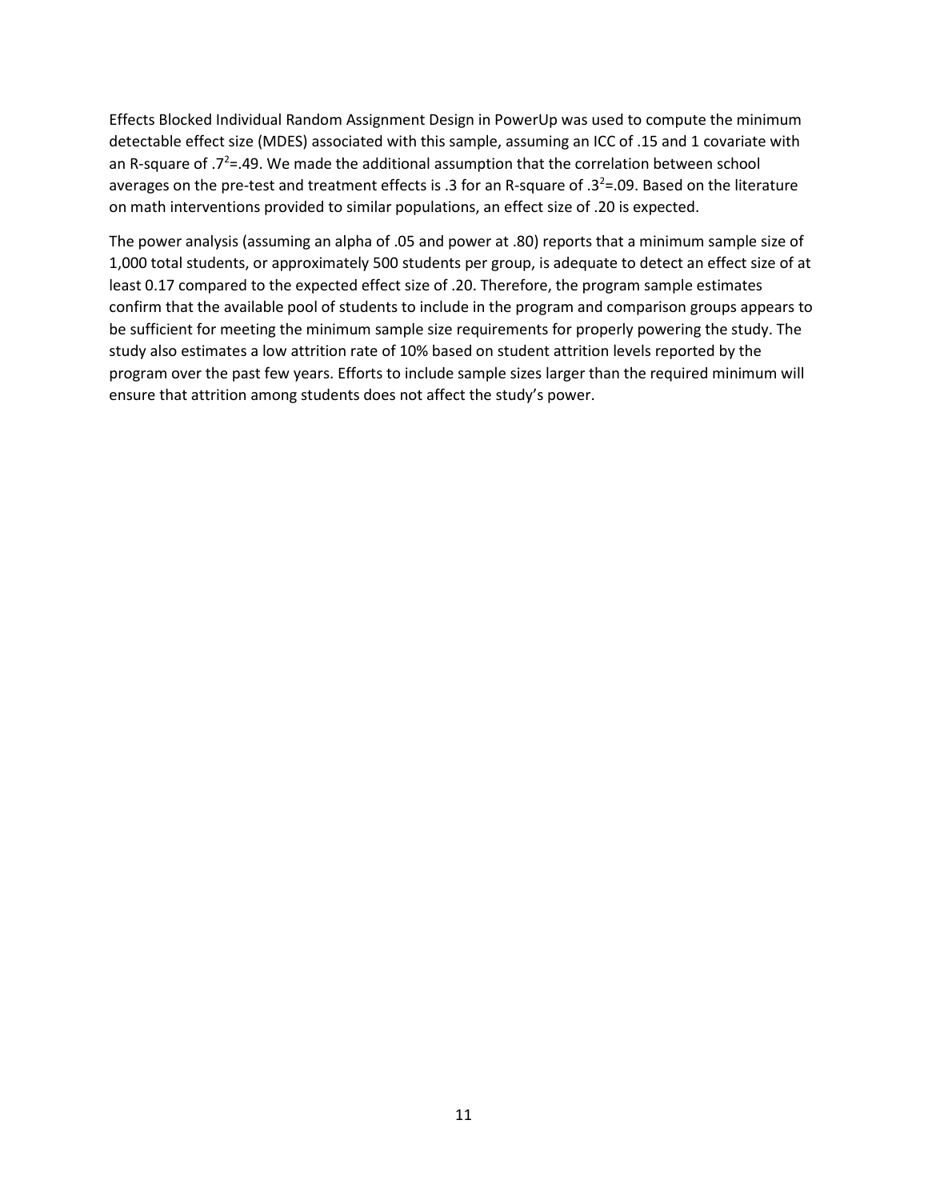Effects Blocked Individual Random Assignment Design in PowerUp was used to compute the minimum detectable effect size (MDES) associated with this sample, assuming an ICC of .15 and 1 covariate with an R-square of $.7^2$=.49. We made the additional assumption that the correlation between school averages on the pre-test and treatment effects is .3 for an R-square of $.3^2$=.09. Based on the literature on math interventions provided to similar populations, an effect size of .20 is expected.

The power analysis (assuming an alpha of .05 and power at .80) reports that a minimum sample size of 1,000 total students, or approximately 500 students per group, is adequate to detect an effect size of at least 0.17 compared to the expected effect size of .20. Therefore, the program sample estimates confirm that the available pool of students to include in the program and comparison groups appears to be sufficient for meeting the minimum sample size requirements for properly powering the study. The study also estimates a low attrition rate of 10% based on student attrition levels reported by the program over the past few years. Efforts to include sample sizes larger than the required minimum will ensure that attrition among students does not affect the study's power.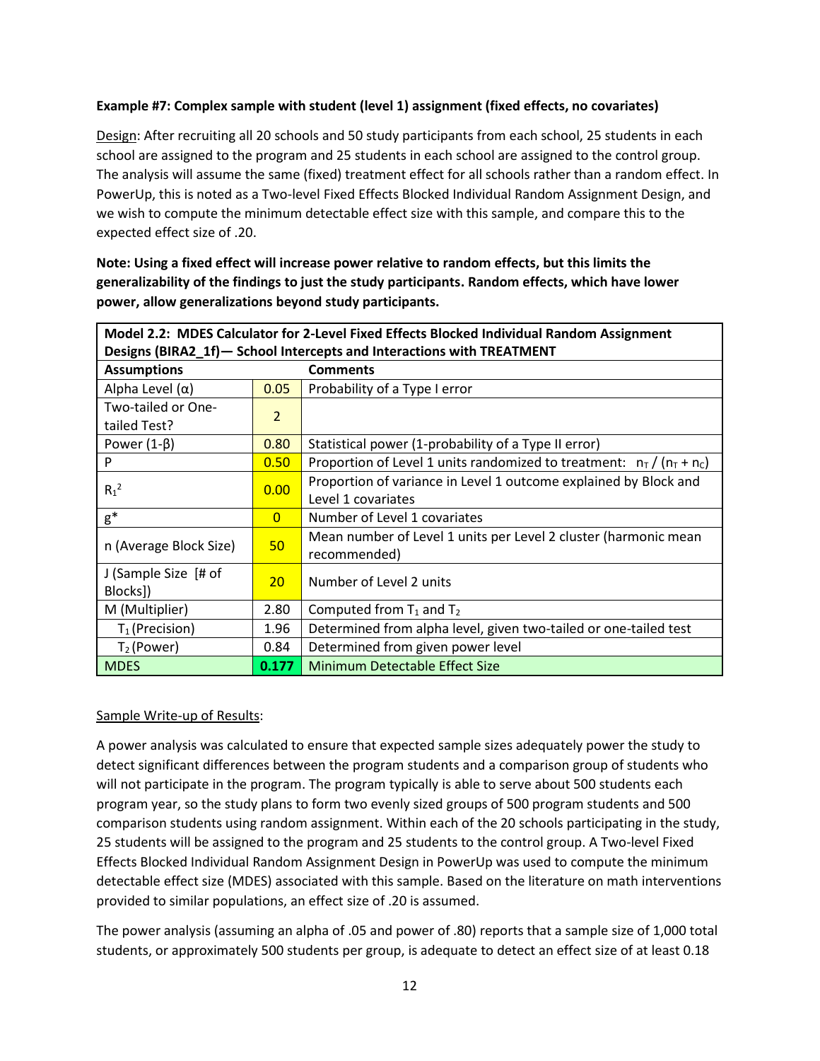**Example #7: Complex sample with student (level 1) assignment (fixed effects, no covariates)**

Design: After recruiting all 20 schools and 50 study participants from each school, 25 students in each school are assigned to the program and 25 students in each school are assigned to the control group. The analysis will assume the same (fixed) treatment effect for all schools rather than a random effect. In PowerUp, this is noted as a Two-level Fixed Effects Blocked Individual Random Assignment Design, and we wish to compute the minimum detectable effect size with this sample, and compare this to the expected effect size of .20.

**Note: Using a fixed effect will increase power relative to random effects, but this limits the generalizability of the findings to just the study participants. Random effects, which have lower power, allow generalizations beyond study participants.**

| **Model 2.2: MDES Calculator for 2-Level Fixed Effects Blocked Individual Random Assignment Designs (BIRA2_1f)— School Intercepts and Interactions with TREATMENT** | | |
|---|---|---|
| **Assumptions** | | **Comments** |
| Alpha Level ($\alpha$) | 0.05 | Probability of a Type I error |
| Two-tailed or One-tailed Test? | 2 | |
| Power ($1-\beta$) | 0.80 | Statistical power (1-probability of a Type II error) |
| P | 0.50 | Proportion of Level 1 units randomized to treatment: $n_T / (n_T + n_C)$ |
| $R_1^2$ | 0.00 | Proportion of variance in Level 1 outcome explained by Block and Level 1 covariates |
| g* | 0 | Number of Level 1 covariates |
| n (Average Block Size) | 50 | Mean number of Level 1 units per Level 2 cluster (harmonic mean recommended) |
| J (Sample Size [# of Blocks]) | 20 | Number of Level 2 units |
| M (Multiplier) | 2.80 | Computed from $T_1$ and $T_2$ |
| $T_1$ (Precision) | 1.96 | Determined from alpha level, given two-tailed or one-tailed test |
| $T_2$ (Power) | 0.84 | Determined from given power level |
| MDES | **0.177** | Minimum Detectable Effect Size |

Sample Write-up of Results:

A power analysis was calculated to ensure that expected sample sizes adequately power the study to detect significant differences between the program students and a comparison group of students who will not participate in the program. The program typically is able to serve about 500 students each program year, so the study plans to form two evenly sized groups of 500 program students and 500 comparison students using random assignment. Within each of the 20 schools participating in the study, 25 students will be assigned to the program and 25 students to the control group. A Two-level Fixed Effects Blocked Individual Random Assignment Design in PowerUp was used to compute the minimum detectable effect size (MDES) associated with this sample. Based on the literature on math interventions provided to similar populations, an effect size of .20 is assumed.

The power analysis (assuming an alpha of .05 and power of .80) reports that a sample size of 1,000 total students, or approximately 500 students per group, is adequate to detect an effect size of at least 0.18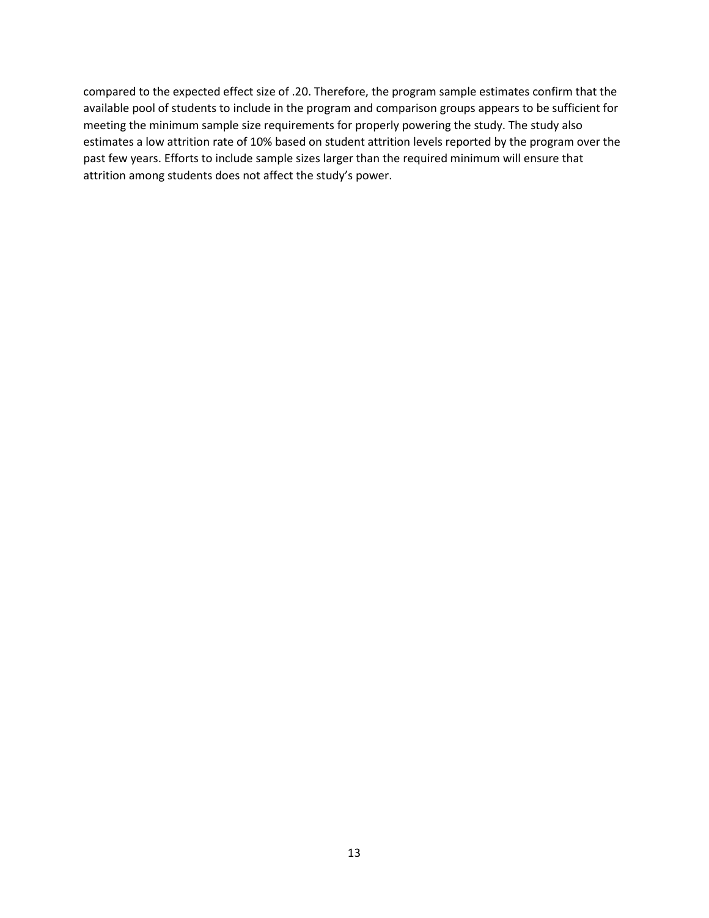compared to the expected effect size of .20. Therefore, the program sample estimates confirm that the available pool of students to include in the program and comparison groups appears to be sufficient for meeting the minimum sample size requirements for properly powering the study. The study also estimates a low attrition rate of 10% based on student attrition levels reported by the program over the past few years. Efforts to include sample sizes larger than the required minimum will ensure that attrition among students does not affect the study's power.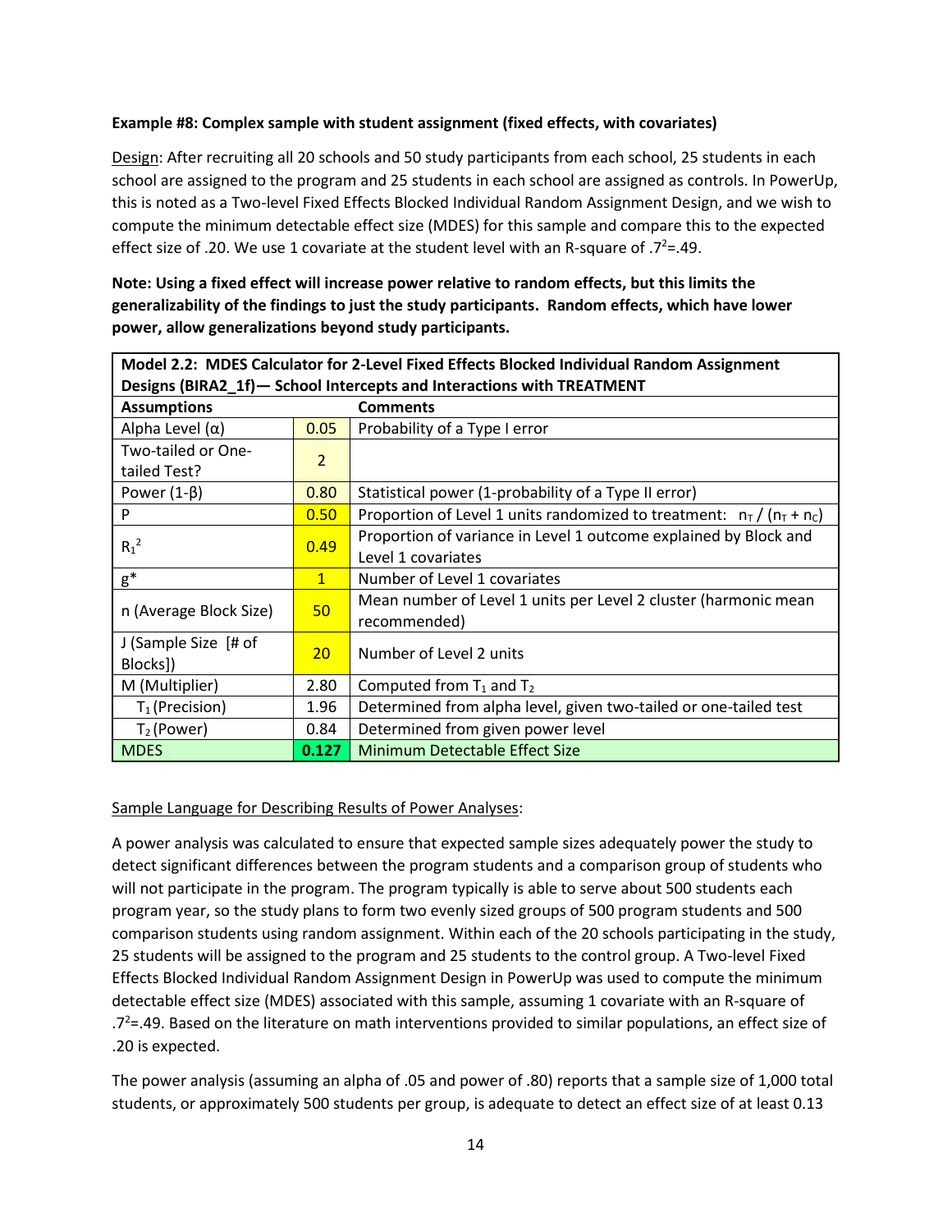**Example #8: Complex sample with student assignment (fixed effects, with covariates)**

Design: After recruiting all 20 schools and 50 study participants from each school, 25 students in each school are assigned to the program and 25 students in each school are assigned as controls. In PowerUp, this is noted as a Two-level Fixed Effects Blocked Individual Random Assignment Design, and we wish to compute the minimum detectable effect size (MDES) for this sample and compare this to the expected effect size of .20. We use 1 covariate at the student level with an R-square of $.7^2$=.49.

**Note: Using a fixed effect will increase power relative to random effects, but this limits the generalizability of the findings to just the study participants. Random effects, which have lower power, allow generalizations beyond study participants.**

| **Model 2.2: MDES Calculator for 2-Level Fixed Effects Blocked Individual Random Assignment Designs (BIRA2_1f)— School Intercepts and Interactions with TREATMENT** | | |
|---|---|---|
| **Assumptions** | | **Comments** |
| Alpha Level (α) | 0.05 | Probability of a Type I error |
| Two-tailed or One-tailed Test? | 2 | |
| Power (1-β) | 0.80 | Statistical power (1-probability of a Type II error) |
| P | 0.50 | Proportion of Level 1 units randomized to treatment: $n_T / (n_T + n_C)$ |
| $R_1^2$ | 0.49 | Proportion of variance in Level 1 outcome explained by Block and Level 1 covariates |
| g* | 1 | Number of Level 1 covariates |
| n (Average Block Size) | 50 | Mean number of Level 1 units per Level 2 cluster (harmonic mean recommended) |
| J (Sample Size [# of Blocks]) | 20 | Number of Level 2 units |
| M (Multiplier) | 2.80 | Computed from $T_1$ and $T_2$ |
| $T_1$ (Precision) | 1.96 | Determined from alpha level, given two-tailed or one-tailed test |
| $T_2$ (Power) | 0.84 | Determined from given power level |
| MDES | **0.127** | Minimum Detectable Effect Size |

Sample Language for Describing Results of Power Analyses:

A power analysis was calculated to ensure that expected sample sizes adequately power the study to detect significant differences between the program students and a comparison group of students who will not participate in the program. The program typically is able to serve about 500 students each program year, so the study plans to form two evenly sized groups of 500 program students and 500 comparison students using random assignment. Within each of the 20 schools participating in the study, 25 students will be assigned to the program and 25 students to the control group. A Two-level Fixed Effects Blocked Individual Random Assignment Design in PowerUp was used to compute the minimum detectable effect size (MDES) associated with this sample, assuming 1 covariate with an R-square of $.7^2$=.49. Based on the literature on math interventions provided to similar populations, an effect size of .20 is expected.

The power analysis (assuming an alpha of .05 and power of .80) reports that a sample size of 1,000 total students, or approximately 500 students per group, is adequate to detect an effect size of at least 0.13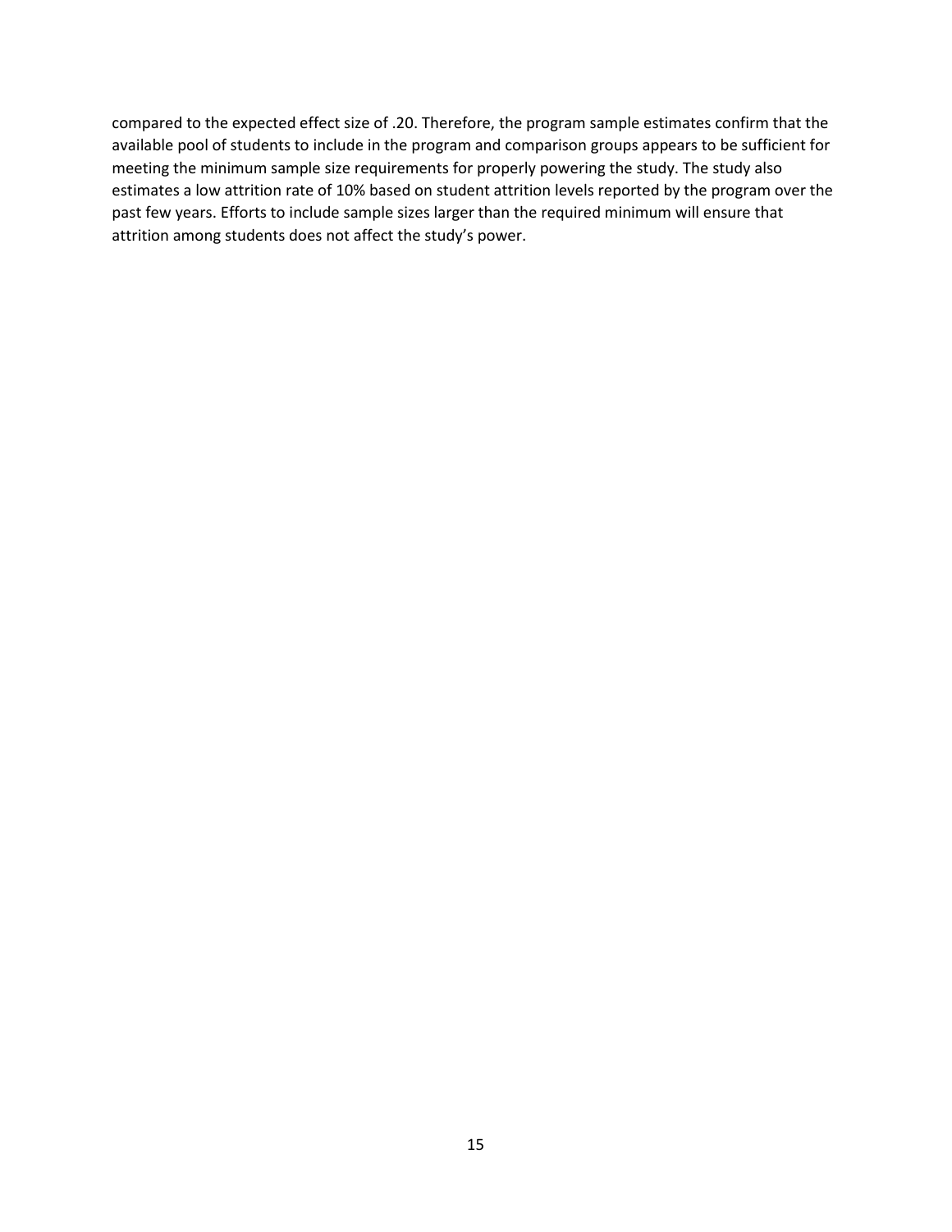compared to the expected effect size of .20. Therefore, the program sample estimates confirm that the available pool of students to include in the program and comparison groups appears to be sufficient for meeting the minimum sample size requirements for properly powering the study. The study also estimates a low attrition rate of 10% based on student attrition levels reported by the program over the past few years. Efforts to include sample sizes larger than the required minimum will ensure that attrition among students does not affect the study's power.